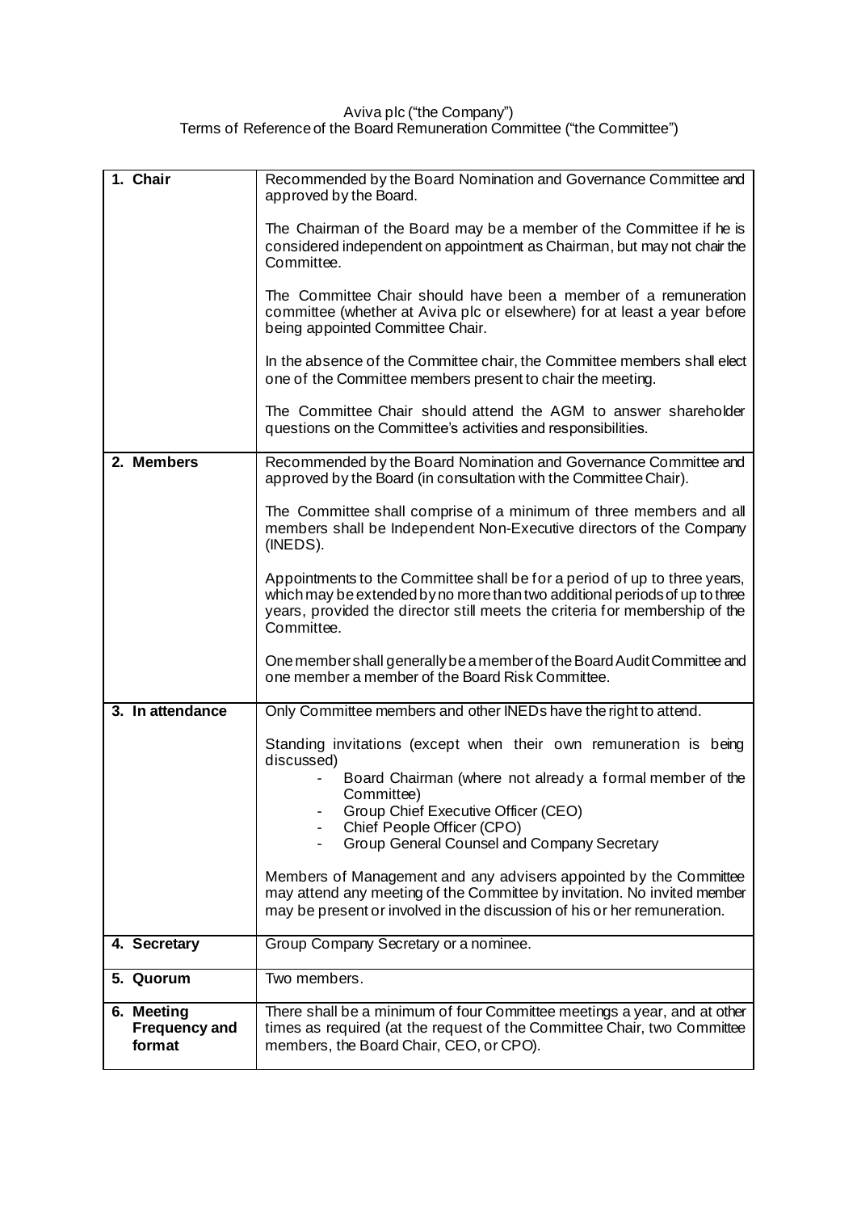Aviva plc ("the Company")
Terms of Reference of the Board Remuneration Committee ("the Committee")

| | |
|---|---|
| **1. Chair** | Recommended by the Board Nomination and Governance Committee and approved by the Board.<br><br>The Chairman of the Board may be a member of the Committee if he is considered independent on appointment as Chairman, but may not chair the Committee.<br><br>The Committee Chair should have been a member of a remuneration committee (whether at Aviva plc or elsewhere) for at least a year before being appointed Committee Chair.<br><br>In the absence of the Committee chair, the Committee members shall elect one of the Committee members present to chair the meeting.<br><br>The Committee Chair should attend the AGM to answer shareholder questions on the Committee's activities and responsibilities. |
| **2. Members** | Recommended by the Board Nomination and Governance Committee and approved by the Board (in consultation with the Committee Chair).<br><br>The Committee shall comprise of a minimum of three members and all members shall be Independent Non-Executive directors of the Company (INEDS).<br><br>Appointments to the Committee shall be for a period of up to three years, which may be extended by no more than two additional periods of up to three years, provided the director still meets the criteria for membership of the Committee.<br><br>One member shall generally be a member of the Board Audit Committee and one member a member of the Board Risk Committee. |
| **3. In attendance** | Only Committee members and other INEDs have the right to attend.<br><br>Standing invitations (except when their own remuneration is being discussed)<br>- Board Chairman (where not already a formal member of the Committee)<br>- Group Chief Executive Officer (CEO)<br>- Chief People Officer (CPO)<br>- Group General Counsel and Company Secretary<br><br>Members of Management and any advisers appointed by the Committee may attend any meeting of the Committee by invitation. No invited member may be present or involved in the discussion of his or her remuneration. |
| **4. Secretary** | Group Company Secretary or a nominee. |
| **5. Quorum** | Two members. |
| **6. Meeting Frequency and format** | There shall be a minimum of four Committee meetings a year, and at other times as required (at the request of the Committee Chair, two Committee members, the Board Chair, CEO, or CPO). |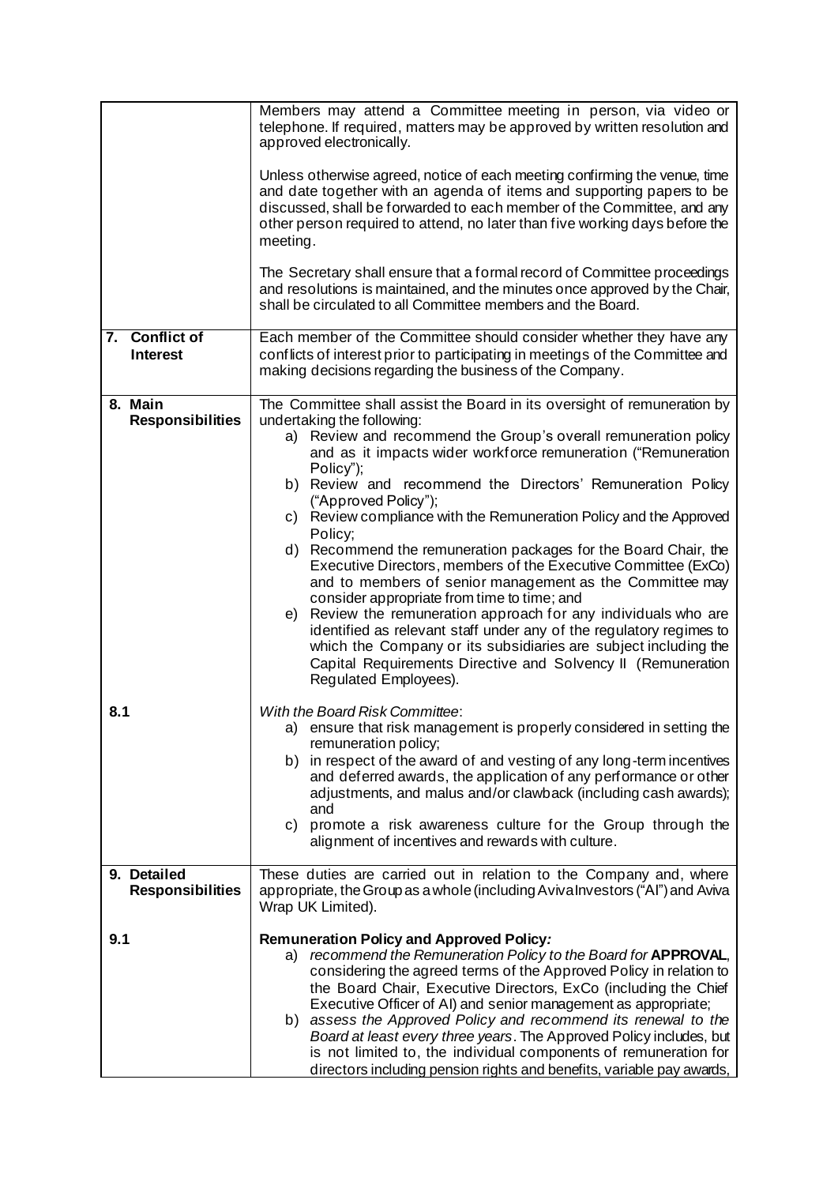| | |
|---|---|
| | Members may attend a Committee meeting in person, via video or telephone. If required, matters may be approved by written resolution and approved electronically.<br><br>Unless otherwise agreed, notice of each meeting confirming the venue, time and date together with an agenda of items and supporting papers to be discussed, shall be forwarded to each member of the Committee, and any other person required to attend, no later than five working days before the meeting.<br><br>The Secretary shall ensure that a formal record of Committee proceedings and resolutions is maintained, and the minutes once approved by the Chair, shall be circulated to all Committee members and the Board. |
| **7. Conflict of Interest** | Each member of the Committee should consider whether they have any conflicts of interest prior to participating in meetings of the Committee and making decisions regarding the business of the Company. |
| **8. Main Responsibilities** | The Committee shall assist the Board in its oversight of remuneration by undertaking the following:<br>a) Review and recommend the Group's overall remuneration policy and as it impacts wider workforce remuneration ("Remuneration Policy");<br>b) Review and recommend the Directors' Remuneration Policy ("Approved Policy");<br>c) Review compliance with the Remuneration Policy and the Approved Policy;<br>d) Recommend the remuneration packages for the Board Chair, the Executive Directors, members of the Executive Committee (ExCo) and to members of senior management as the Committee may consider appropriate from time to time; and<br>e) Review the remuneration approach for any individuals who are identified as relevant staff under any of the regulatory regimes to which the Company or its subsidiaries are subject including the Capital Requirements Directive and Solvency II (Remuneration Regulated Employees). |
| **8.1** | *With the Board Risk Committee*:<br>a) ensure that risk management is properly considered in setting the remuneration policy;<br>b) in respect of the award of and vesting of any long-term incentives and deferred awards, the application of any performance or other adjustments, and malus and/or clawback (including cash awards); and<br>c) promote a risk awareness culture for the Group through the alignment of incentives and rewards with culture. |
| **9. Detailed Responsibilities** | These duties are carried out in relation to the Company and, where appropriate, the Group as a whole (including Aviva Investors ("AI") and Aviva Wrap UK Limited). |
| **9.1** | **Remuneration Policy and Approved Policy*:***<br>a) *recommend the Remuneration Policy to the Board for* **APPROVAL**, considering the agreed terms of the Approved Policy in relation to the Board Chair, Executive Directors, ExCo (including the Chief Executive Officer of AI) and senior management as appropriate;<br>b) *assess the Approved Policy and recommend its renewal to the Board at least every three years*. The Approved Policy includes, but is not limited to, the individual components of remuneration for directors including pension rights and benefits, variable pay awards, |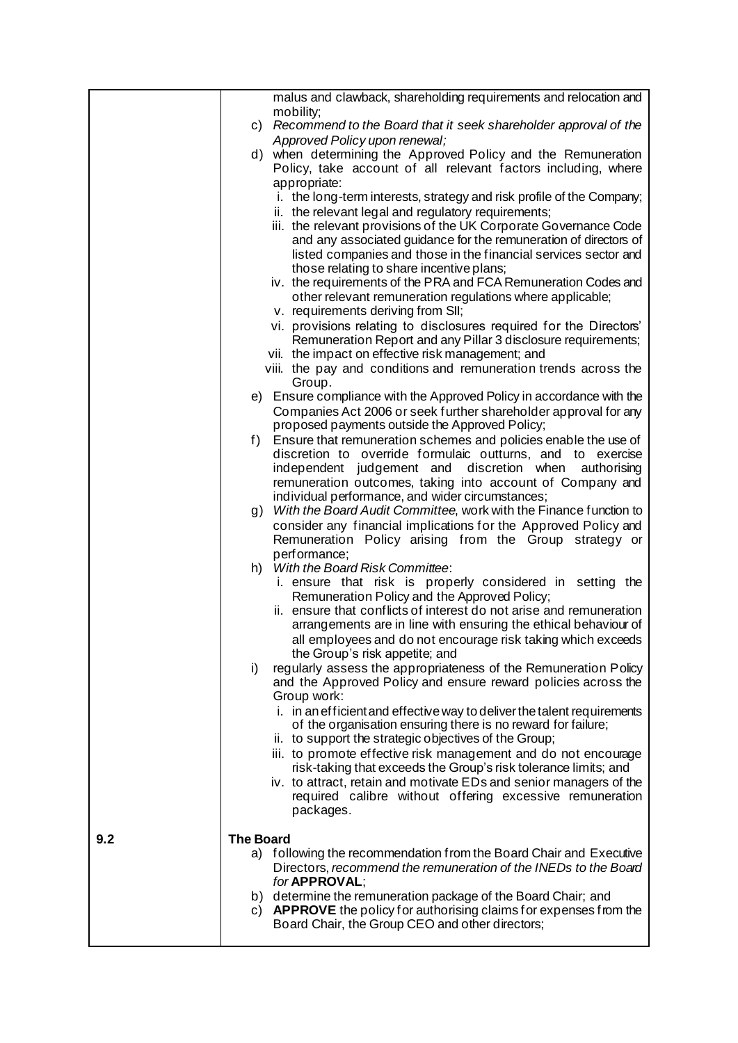| | |
|---|---|
| | malus and clawback, shareholding requirements and relocation and mobility;<br>c) *Recommend to the Board that it seek shareholder approval of the Approved Policy upon renewal;*<br>d) when determining the Approved Policy and the Remuneration Policy, take account of all relevant factors including, where appropriate:<br>i. the long-term interests, strategy and risk profile of the Company;<br>ii. the relevant legal and regulatory requirements;<br>iii. the relevant provisions of the UK Corporate Governance Code and any associated guidance for the remuneration of directors of listed companies and those in the financial services sector and those relating to share incentive plans;<br>iv. the requirements of the PRA and FCA Remuneration Codes and other relevant remuneration regulations where applicable;<br>v. requirements deriving from SII;<br>vi. provisions relating to disclosures required for the Directors' Remuneration Report and any Pillar 3 disclosure requirements;<br>vii. the impact on effective risk management; and<br>viii. the pay and conditions and remuneration trends across the Group.<br>e) Ensure compliance with the Approved Policy in accordance with the Companies Act 2006 or seek further shareholder approval for any proposed payments outside the Approved Policy;<br>f) Ensure that remuneration schemes and policies enable the use of discretion to override formulaic outturns, and to exercise independent judgement and discretion when authorising remuneration outcomes, taking into account of Company and individual performance, and wider circumstances;<br>g) *With the Board Audit Committee*, work with the Finance function to consider any financial implications for the Approved Policy and Remuneration Policy arising from the Group strategy or performance;<br>h) *With the Board Risk Committee*:<br>i. ensure that risk is properly considered in setting the Remuneration Policy and the Approved Policy;<br>ii. ensure that conflicts of interest do not arise and remuneration arrangements are in line with ensuring the ethical behaviour of all employees and do not encourage risk taking which exceeds the Group's risk appetite; and<br>i) regularly assess the appropriateness of the Remuneration Policy and the Approved Policy and ensure reward policies across the Group work:<br>i. in an efficient and effective way to deliver the talent requirements of the organisation ensuring there is no reward for failure;<br>ii. to support the strategic objectives of the Group;<br>iii. to promote effective risk management and do not encourage risk-taking that exceeds the Group's risk tolerance limits; and<br>iv. to attract, retain and motivate EDs and senior managers of the required calibre without offering excessive remuneration packages. |
| 9.2 | **The Board**<br>a) following the recommendation from the Board Chair and Executive Directors, *recommend the remuneration of the INEDs to the Board for* **APPROVAL**;<br>b) determine the remuneration package of the Board Chair; and<br>c) **APPROVE** the policy for authorising claims for expenses from the Board Chair, the Group CEO and other directors; |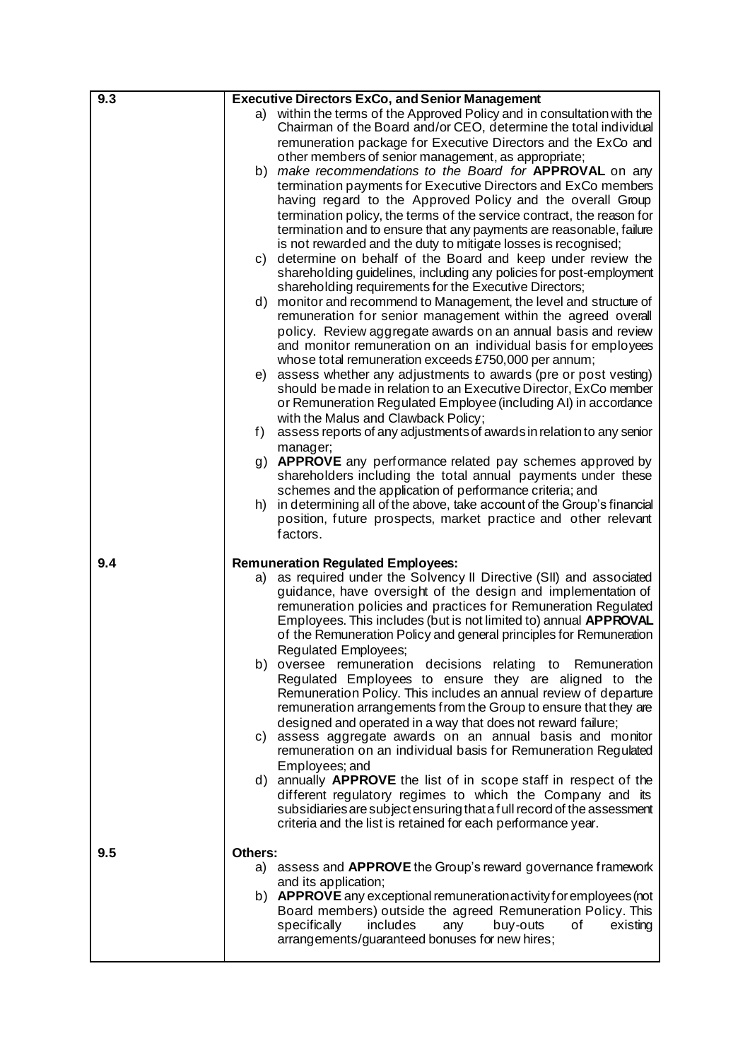| | |
|---|---|
| 9.3 | **Executive Directors ExCo, and Senior Management**<br>a) within the terms of the Approved Policy and in consultation with the Chairman of the Board and/or CEO, determine the total individual remuneration package for Executive Directors and the ExCo and other members of senior management, as appropriate;<br>b) *make recommendations to the Board for* **APPROVAL** on any termination payments for Executive Directors and ExCo members having regard to the Approved Policy and the overall Group termination policy, the terms of the service contract, the reason for termination and to ensure that any payments are reasonable, failure is not rewarded and the duty to mitigate losses is recognised;<br>c) determine on behalf of the Board and keep under review the shareholding guidelines, including any policies for post-employment shareholding requirements for the Executive Directors;<br>d) monitor and recommend to Management, the level and structure of remuneration for senior management within the agreed overall policy. Review aggregate awards on an annual basis and review and monitor remuneration on an individual basis for employees whose total remuneration exceeds £750,000 per annum;<br>e) assess whether any adjustments to awards (pre or post vesting) should be made in relation to an Executive Director, ExCo member or Remuneration Regulated Employee (including AI) in accordance with the Malus and Clawback Policy;<br>f) assess reports of any adjustments of awards in relation to any senior manager;<br>g) **APPROVE** any performance related pay schemes approved by shareholders including the total annual payments under these schemes and the application of performance criteria; and<br>h) in determining all of the above, take account of the Group's financial position, future prospects, market practice and other relevant factors. |
| 9.4 | **Remuneration Regulated Employees:**<br>a) as required under the Solvency II Directive (SII) and associated guidance, have oversight of the design and implementation of remuneration policies and practices for Remuneration Regulated Employees. This includes (but is not limited to) annual **APPROVAL** of the Remuneration Policy and general principles for Remuneration Regulated Employees;<br>b) oversee remuneration decisions relating to Remuneration Regulated Employees to ensure they are aligned to the Remuneration Policy. This includes an annual review of departure remuneration arrangements from the Group to ensure that they are designed and operated in a way that does not reward failure;<br>c) assess aggregate awards on an annual basis and monitor remuneration on an individual basis for Remuneration Regulated Employees; and<br>d) annually **APPROVE** the list of in scope staff in respect of the different regulatory regimes to which the Company and its subsidiaries are subject ensuring that a full record of the assessment criteria and the list is retained for each performance year. |
| 9.5 | **Others:**<br>a) assess and **APPROVE** the Group's reward governance framework and its application;<br>b) **APPROVE** any exceptional remuneration activity for employees (not Board members) outside the agreed Remuneration Policy. This specifically includes any buy-outs of existing arrangements/guaranteed bonuses for new hires; |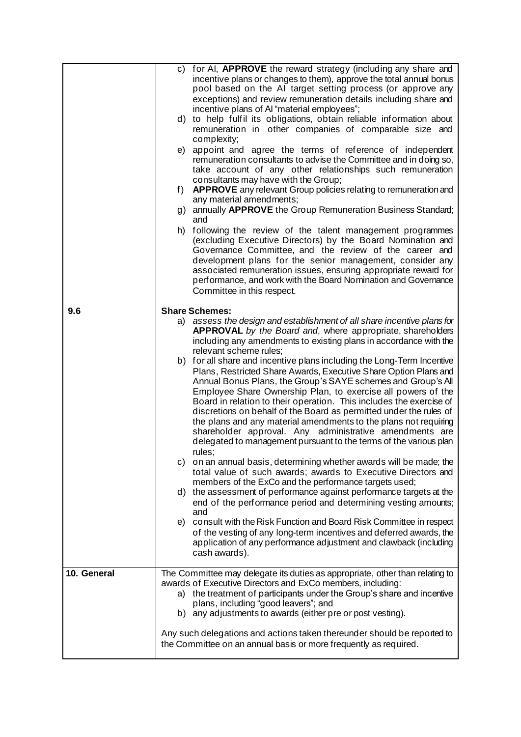| | |
|---|---|
| | c) for AI, **APPROVE** the reward strategy (including any share and incentive plans or changes to them), approve the total annual bonus pool based on the AI target setting process (or approve any exceptions) and review remuneration details including share and incentive plans of AI "material employees";<br>d) to help fulfil its obligations, obtain reliable information about remuneration in other companies of comparable size and complexity;<br>e) appoint and agree the terms of reference of independent remuneration consultants to advise the Committee and in doing so, take account of any other relationships such remuneration consultants may have with the Group;<br>f) **APPROVE** any relevant Group policies relating to remuneration and any material amendments;<br>g) annually **APPROVE** the Group Remuneration Business Standard; and<br>h) following the review of the talent management programmes (excluding Executive Directors) by the Board Nomination and Governance Committee, and the review of the career and development plans for the senior management, consider any associated remuneration issues, ensuring appropriate reward for performance, and work with the Board Nomination and Governance Committee in this respect. |
| **9.6** | **Share Schemes:**<br>a) *assess the design and establishment of all share incentive plans for* ***APPROVAL*** *by the Board and*, where appropriate, shareholders including any amendments to existing plans in accordance with the relevant scheme rules;<br>b) for all share and incentive plans including the Long-Term Incentive Plans, Restricted Share Awards, Executive Share Option Plans and Annual Bonus Plans, the Group's SAYE schemes and Group's All Employee Share Ownership Plan, to exercise all powers of the Board in relation to their operation. This includes the exercise of discretions on behalf of the Board as permitted under the rules of the plans and any material amendments to the plans not requiring shareholder approval. Any administrative amendments are delegated to management pursuant to the terms of the various plan rules;<br>c) on an annual basis, determining whether awards will be made; the total value of such awards; awards to Executive Directors and members of the ExCo and the performance targets used;<br>d) the assessment of performance against performance targets at the end of the performance period and determining vesting amounts; and<br>e) consult with the Risk Function and Board Risk Committee in respect of the vesting of any long-term incentives and deferred awards, the application of any performance adjustment and clawback (including cash awards). |
| **10. General** | The Committee may delegate its duties as appropriate, other than relating to awards of Executive Directors and ExCo members, including:<br>a) the treatment of participants under the Group's share and incentive plans, including "good leavers"; and<br>b) any adjustments to awards (either pre or post vesting).<br><br>Any such delegations and actions taken thereunder should be reported to the Committee on an annual basis or more frequently as required. |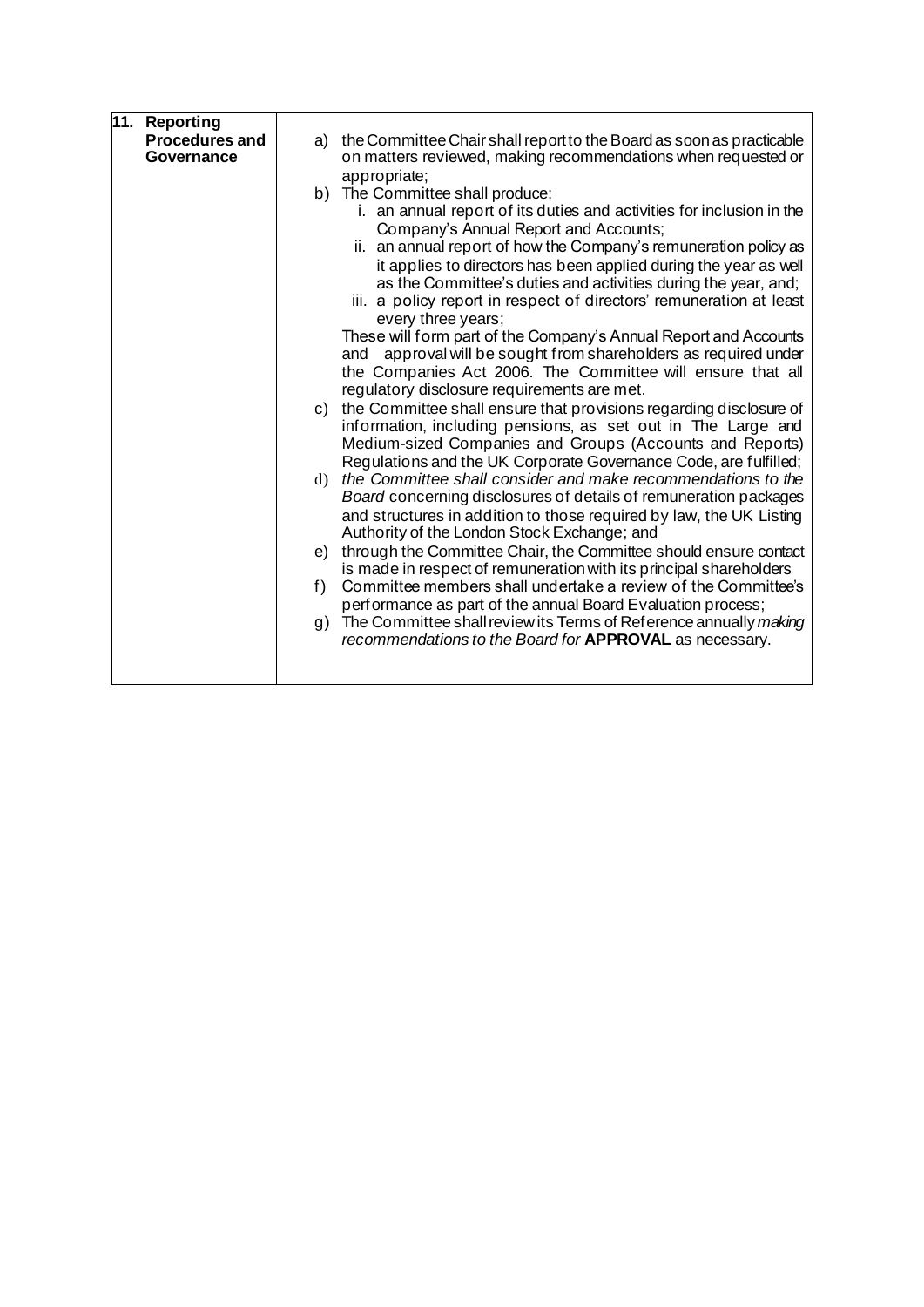| | |
|---|---|
| **11. Reporting Procedures and Governance** | a) the Committee Chair shall report to the Board as soon as practicable on matters reviewed, making recommendations when requested or appropriate;<br>b) The Committee shall produce:<br>i. an annual report of its duties and activities for inclusion in the Company's Annual Report and Accounts;<br>ii. an annual report of how the Company's remuneration policy as it applies to directors has been applied during the year as well as the Committee's duties and activities during the year, and;<br>iii. a policy report in respect of directors' remuneration at least every three years;<br>These will form part of the Company's Annual Report and Accounts and approval will be sought from shareholders as required under the Companies Act 2006. The Committee will ensure that all regulatory disclosure requirements are met.<br>c) the Committee shall ensure that provisions regarding disclosure of information, including pensions, as set out in The Large and Medium-sized Companies and Groups (Accounts and Reports) Regulations and the UK Corporate Governance Code, are fulfilled;<br>d) *the Committee shall consider and make recommendations to the Board* concerning disclosures of details of remuneration packages and structures in addition to those required by law, the UK Listing Authority of the London Stock Exchange; and<br>e) through the Committee Chair, the Committee should ensure contact is made in respect of remuneration with its principal shareholders<br>f) Committee members shall undertake a review of the Committee's performance as part of the annual Board Evaluation process;<br>g) The Committee shall review its Terms of Reference annually *making recommendations to the Board for* **APPROVAL** as necessary. |